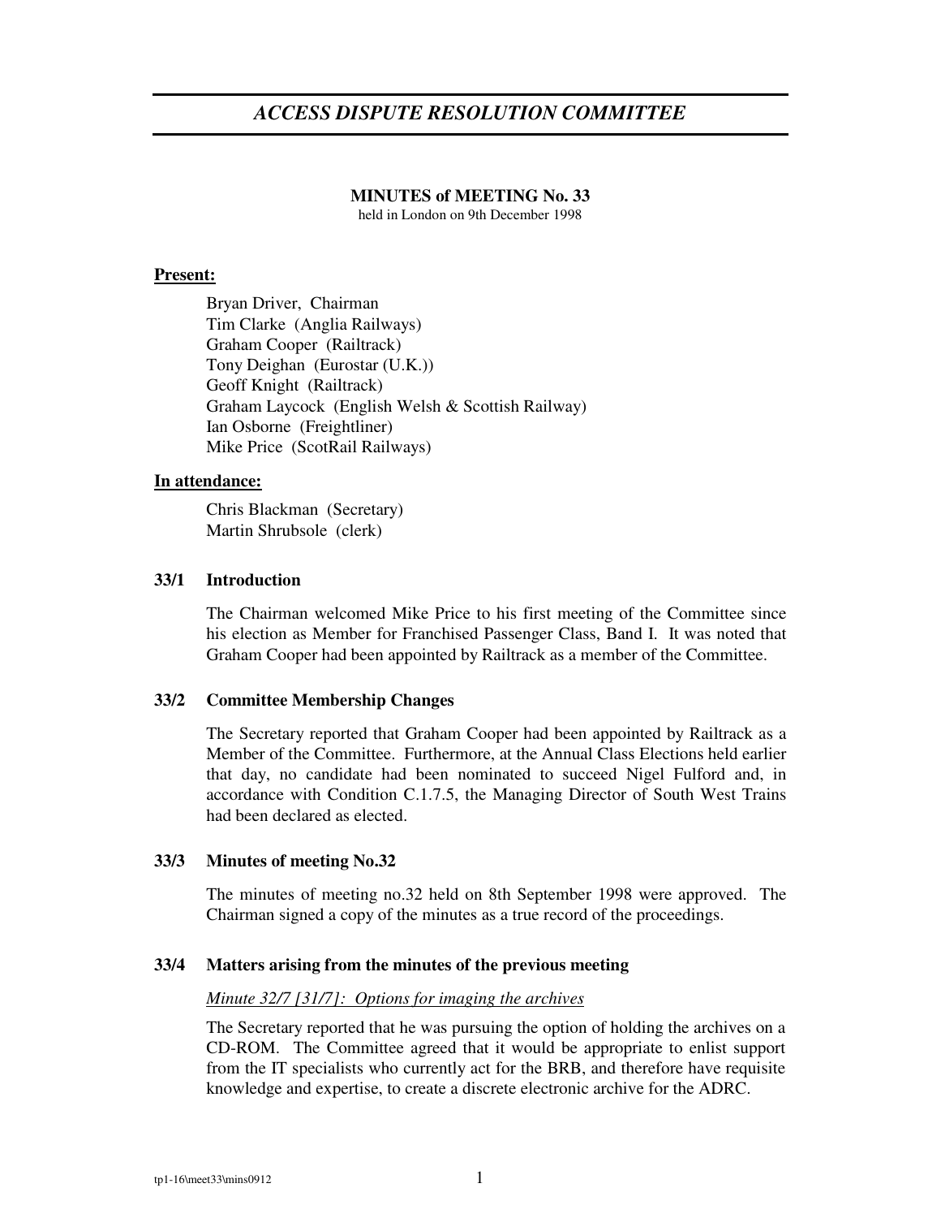# ACCESS DISPUTE RESOLUTION COMMITTEE

**MINUTES of MEETING No. 33**
held in London on 9th December 1998

**Present:**

Bryan Driver, Chairman
Tim Clarke (Anglia Railways)
Graham Cooper (Railtrack)
Tony Deighan (Eurostar (U.K.))
Geoff Knight (Railtrack)
Graham Laycock (English Welsh & Scottish Railway)
Ian Osborne (Freightliner)
Mike Price (ScotRail Railways)

**In attendance:**

Chris Blackman (Secretary)
Martin Shrubsole (clerk)

### 33/1 Introduction

The Chairman welcomed Mike Price to his first meeting of the Committee since his election as Member for Franchised Passenger Class, Band I. It was noted that Graham Cooper had been appointed by Railtrack as a member of the Committee.

### 33/2 Committee Membership Changes

The Secretary reported that Graham Cooper had been appointed by Railtrack as a Member of the Committee. Furthermore, at the Annual Class Elections held earlier that day, no candidate had been nominated to succeed Nigel Fulford and, in accordance with Condition C.1.7.5, the Managing Director of South West Trains had been declared as elected.

### 33/3 Minutes of meeting No.32

The minutes of meeting no.32 held on 8th September 1998 were approved. The Chairman signed a copy of the minutes as a true record of the proceedings.

### 33/4 Matters arising from the minutes of the previous meeting

*Minute 32/7 [31/7]: Options for imaging the archives*

The Secretary reported that he was pursuing the option of holding the archives on a CD-ROM. The Committee agreed that it would be appropriate to enlist support from the IT specialists who currently act for the BRB, and therefore have requisite knowledge and expertise, to create a discrete electronic archive for the ADRC.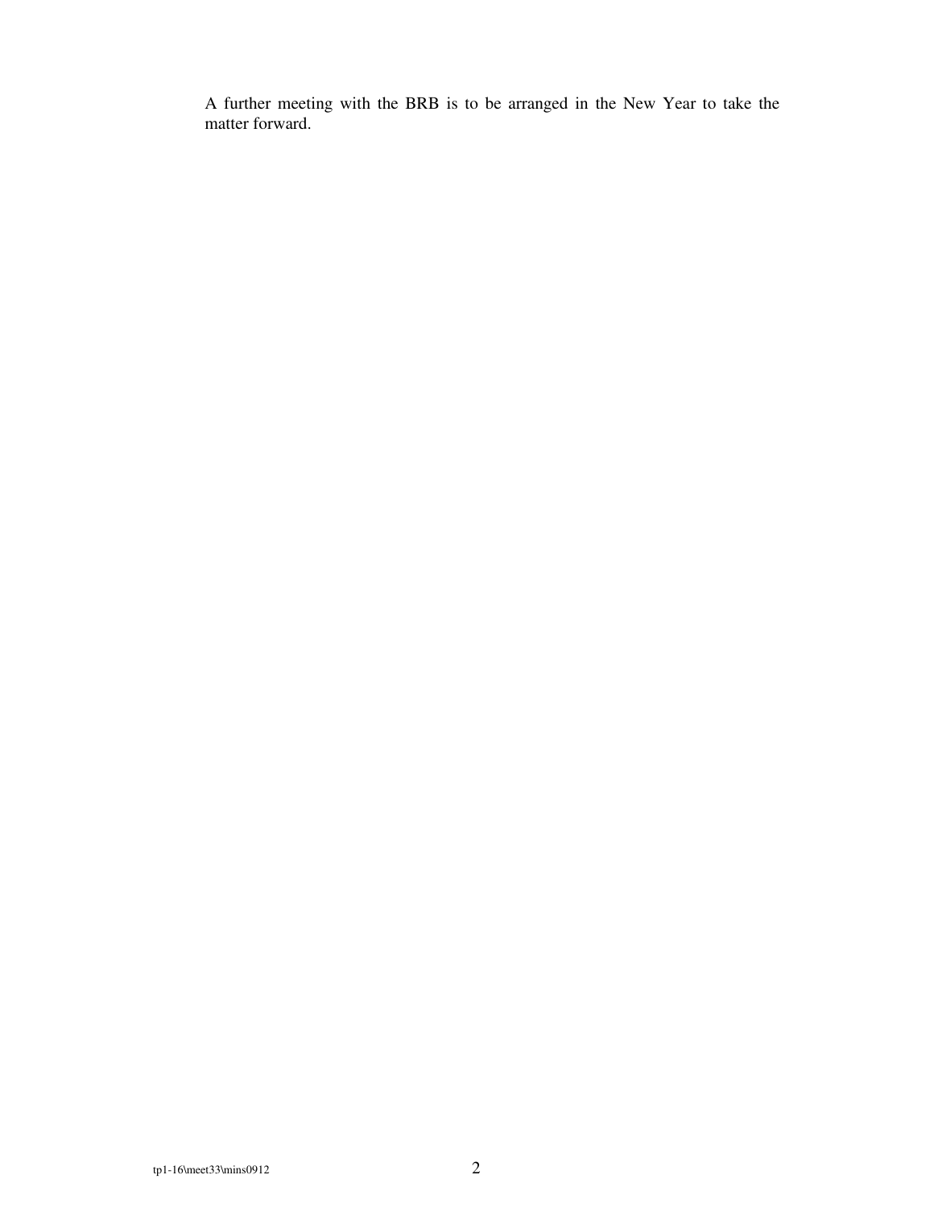A further meeting with the BRB is to be arranged in the New Year to take the matter forward.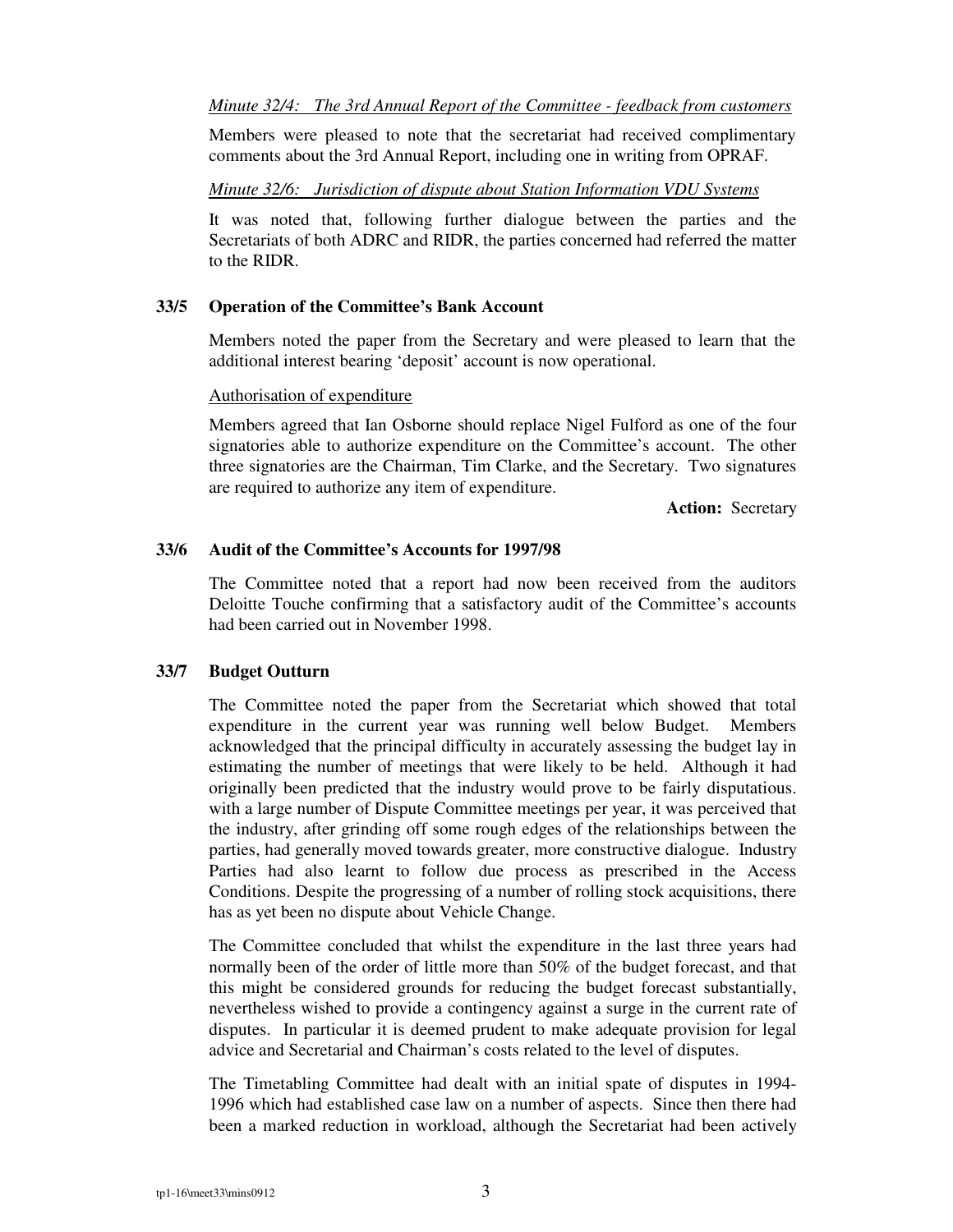*Minute 32/4: The 3rd Annual Report of the Committee - feedback from customers*

Members were pleased to note that the secretariat had received complimentary comments about the 3rd Annual Report, including one in writing from OPRAF.

*Minute 32/6: Jurisdiction of dispute about Station Information VDU Systems*

It was noted that, following further dialogue between the parties and the Secretariats of both ADRC and RIDR, the parties concerned had referred the matter to the RIDR.

### 33/5 Operation of the Committee's Bank Account

Members noted the paper from the Secretary and were pleased to learn that the additional interest bearing 'deposit' account is now operational.

Authorisation of expenditure

Members agreed that Ian Osborne should replace Nigel Fulford as one of the four signatories able to authorize expenditure on the Committee's account. The other three signatories are the Chairman, Tim Clarke, and the Secretary. Two signatures are required to authorize any item of expenditure.

**Action:** Secretary

### 33/6 Audit of the Committee's Accounts for 1997/98

The Committee noted that a report had now been received from the auditors Deloitte Touche confirming that a satisfactory audit of the Committee's accounts had been carried out in November 1998.

### 33/7 Budget Outturn

The Committee noted the paper from the Secretariat which showed that total expenditure in the current year was running well below Budget. Members acknowledged that the principal difficulty in accurately assessing the budget lay in estimating the number of meetings that were likely to be held. Although it had originally been predicted that the industry would prove to be fairly disputatious. with a large number of Dispute Committee meetings per year, it was perceived that the industry, after grinding off some rough edges of the relationships between the parties, had generally moved towards greater, more constructive dialogue. Industry Parties had also learnt to follow due process as prescribed in the Access Conditions. Despite the progressing of a number of rolling stock acquisitions, there has as yet been no dispute about Vehicle Change.

The Committee concluded that whilst the expenditure in the last three years had normally been of the order of little more than 50% of the budget forecast, and that this might be considered grounds for reducing the budget forecast substantially, nevertheless wished to provide a contingency against a surge in the current rate of disputes. In particular it is deemed prudent to make adequate provision for legal advice and Secretarial and Chairman's costs related to the level of disputes.

The Timetabling Committee had dealt with an initial spate of disputes in 1994-1996 which had established case law on a number of aspects. Since then there had been a marked reduction in workload, although the Secretariat had been actively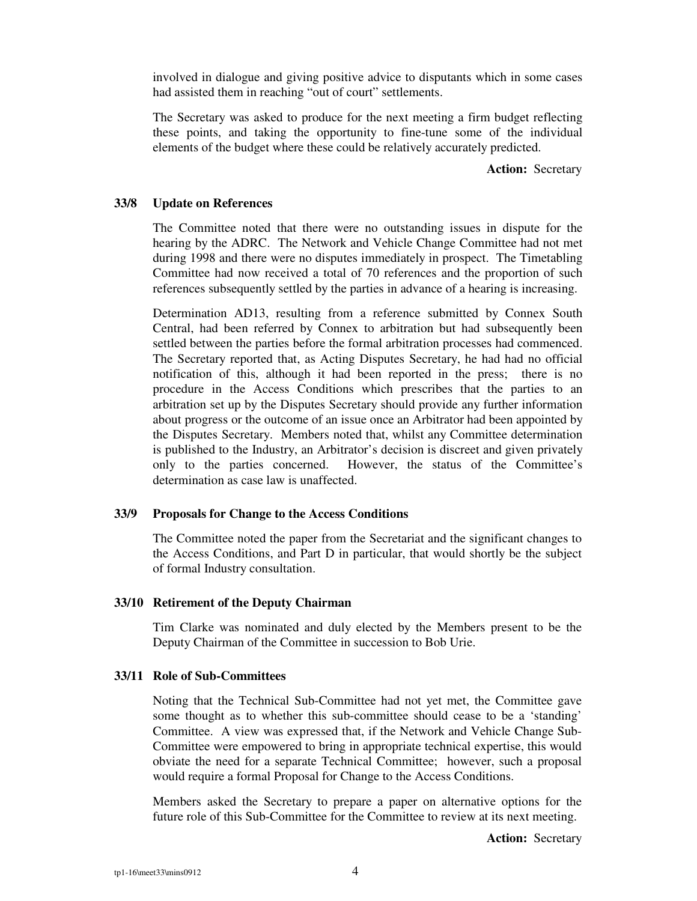involved in dialogue and giving positive advice to disputants which in some cases had assisted them in reaching "out of court" settlements.

The Secretary was asked to produce for the next meeting a firm budget reflecting these points, and taking the opportunity to fine-tune some of the individual elements of the budget where these could be relatively accurately predicted.

**Action:** Secretary

### 33/8 Update on References

The Committee noted that there were no outstanding issues in dispute for the hearing by the ADRC. The Network and Vehicle Change Committee had not met during 1998 and there were no disputes immediately in prospect. The Timetabling Committee had now received a total of 70 references and the proportion of such references subsequently settled by the parties in advance of a hearing is increasing.

Determination AD13, resulting from a reference submitted by Connex South Central, had been referred by Connex to arbitration but had subsequently been settled between the parties before the formal arbitration processes had commenced. The Secretary reported that, as Acting Disputes Secretary, he had had no official notification of this, although it had been reported in the press; there is no procedure in the Access Conditions which prescribes that the parties to an arbitration set up by the Disputes Secretary should provide any further information about progress or the outcome of an issue once an Arbitrator had been appointed by the Disputes Secretary. Members noted that, whilst any Committee determination is published to the Industry, an Arbitrator's decision is discreet and given privately only to the parties concerned. However, the status of the Committee's determination as case law is unaffected.

### 33/9 Proposals for Change to the Access Conditions

The Committee noted the paper from the Secretariat and the significant changes to the Access Conditions, and Part D in particular, that would shortly be the subject of formal Industry consultation.

### 33/10 Retirement of the Deputy Chairman

Tim Clarke was nominated and duly elected by the Members present to be the Deputy Chairman of the Committee in succession to Bob Urie.

### 33/11 Role of Sub-Committees

Noting that the Technical Sub-Committee had not yet met, the Committee gave some thought as to whether this sub-committee should cease to be a 'standing' Committee. A view was expressed that, if the Network and Vehicle Change Sub-Committee were empowered to bring in appropriate technical expertise, this would obviate the need for a separate Technical Committee; however, such a proposal would require a formal Proposal for Change to the Access Conditions.

Members asked the Secretary to prepare a paper on alternative options for the future role of this Sub-Committee for the Committee to review at its next meeting.

**Action:** Secretary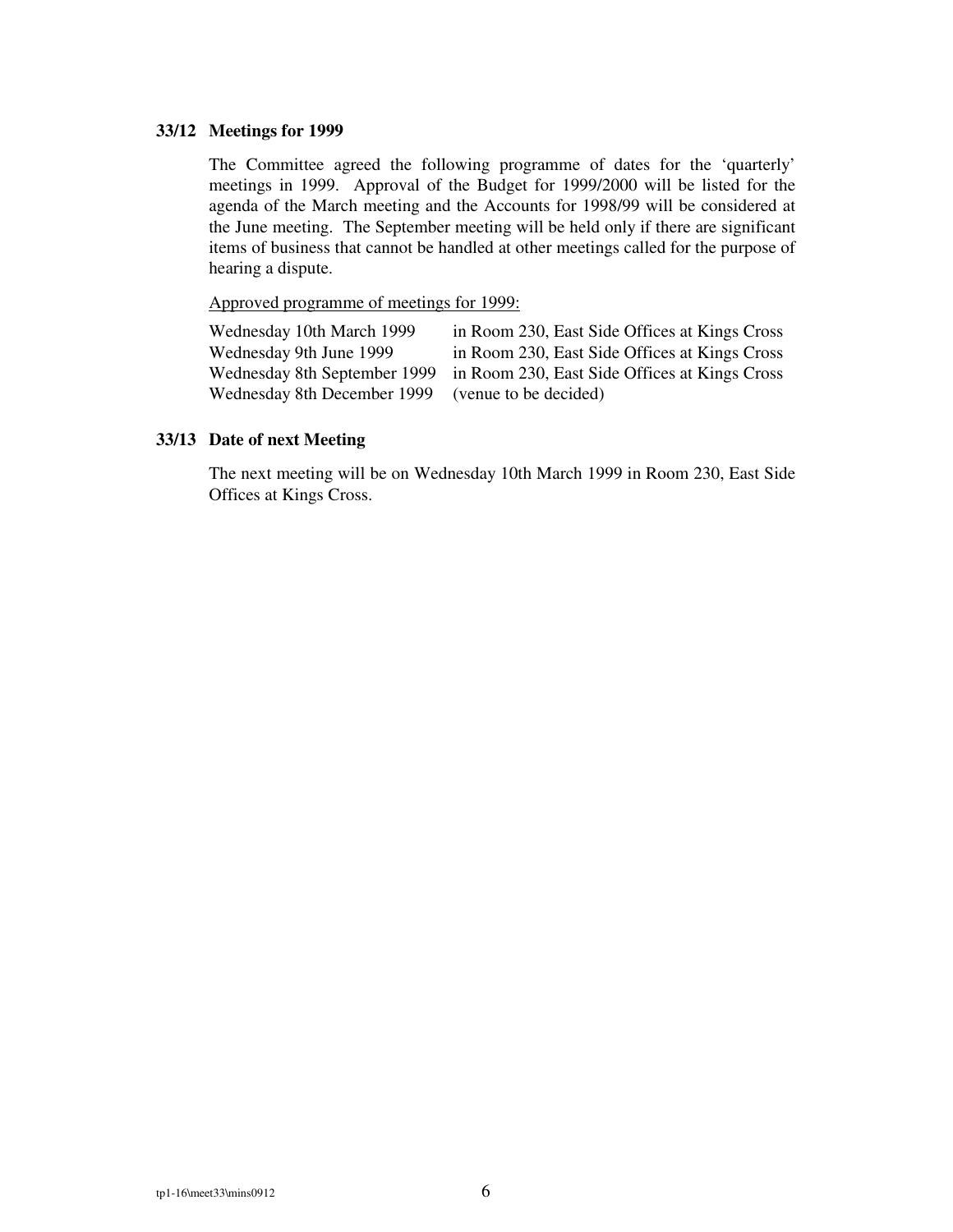### 33/12 Meetings for 1999

The Committee agreed the following programme of dates for the 'quarterly' meetings in 1999. Approval of the Budget for 1999/2000 will be listed for the agenda of the March meeting and the Accounts for 1998/99 will be considered at the June meeting. The September meeting will be held only if there are significant items of business that cannot be handled at other meetings called for the purpose of hearing a dispute.

<u>Approved programme of meetings for 1999:</u>

| | |
|---|---|
| Wednesday 10th March 1999 | in Room 230, East Side Offices at Kings Cross |
| Wednesday 9th June 1999 | in Room 230, East Side Offices at Kings Cross |
| Wednesday 8th September 1999 | in Room 230, East Side Offices at Kings Cross |
| Wednesday 8th December 1999 | (venue to be decided) |

### 33/13 Date of next Meeting

The next meeting will be on Wednesday 10th March 1999 in Room 230, East Side Offices at Kings Cross.

tp1-16\meet33\mins0912